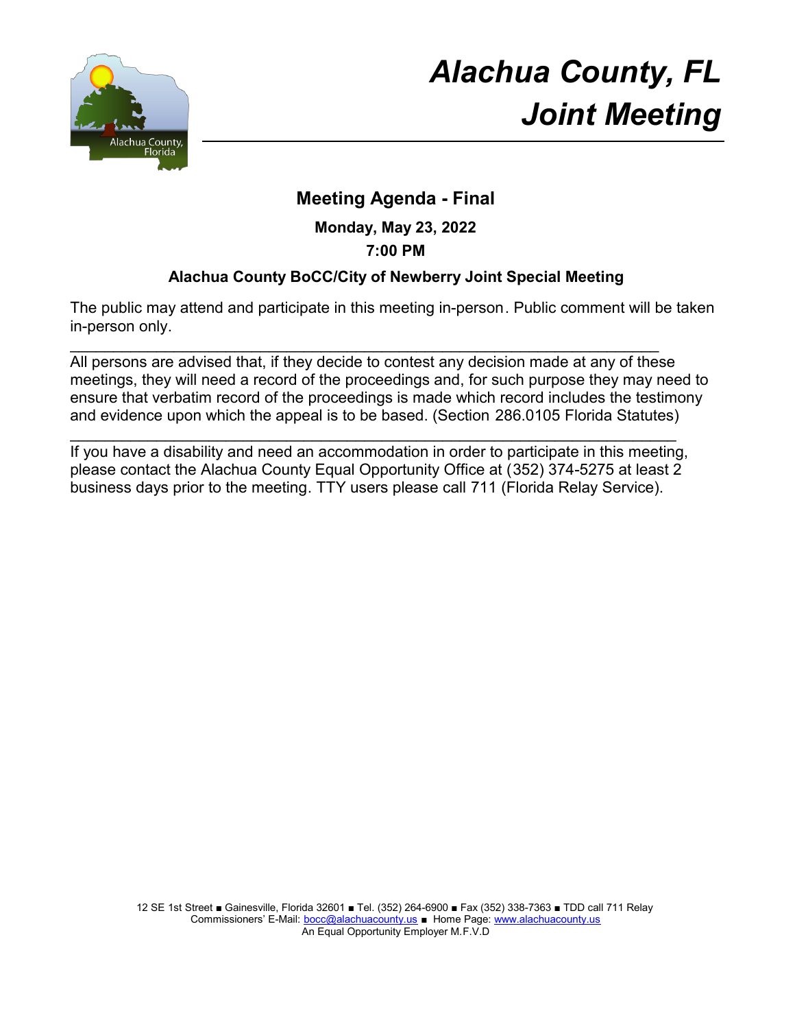# Alachua County, FL
# Joint Meeting

## Meeting Agenda - Final

**Monday, May 23, 2022**

**7:00 PM**

**Alachua County BoCC/City of Newberry Joint Special Meeting**

The public may attend and participate in this meeting in-person. Public comment will be taken in-person only.

---

All persons are advised that, if they decide to contest any decision made at any of these meetings, they will need a record of the proceedings and, for such purpose they may need to ensure that verbatim record of the proceedings is made which record includes the testimony and evidence upon which the appeal is to be based. (Section 286.0105 Florida Statutes)

---

If you have a disability and need an accommodation in order to participate in this meeting, please contact the Alachua County Equal Opportunity Office at (352) 374-5275 at least 2 business days prior to the meeting. TTY users please call 711 (Florida Relay Service).

12 SE 1st Street ■ Gainesville, Florida 32601 ■ Tel. (352) 264-6900 ■ Fax (352) 338-7363 ■ TDD call 711 Relay
Commissioners' E-Mail: bocc@alachuacounty.us ■ Home Page: www.alachuacounty.us
An Equal Opportunity Employer M.F.V.D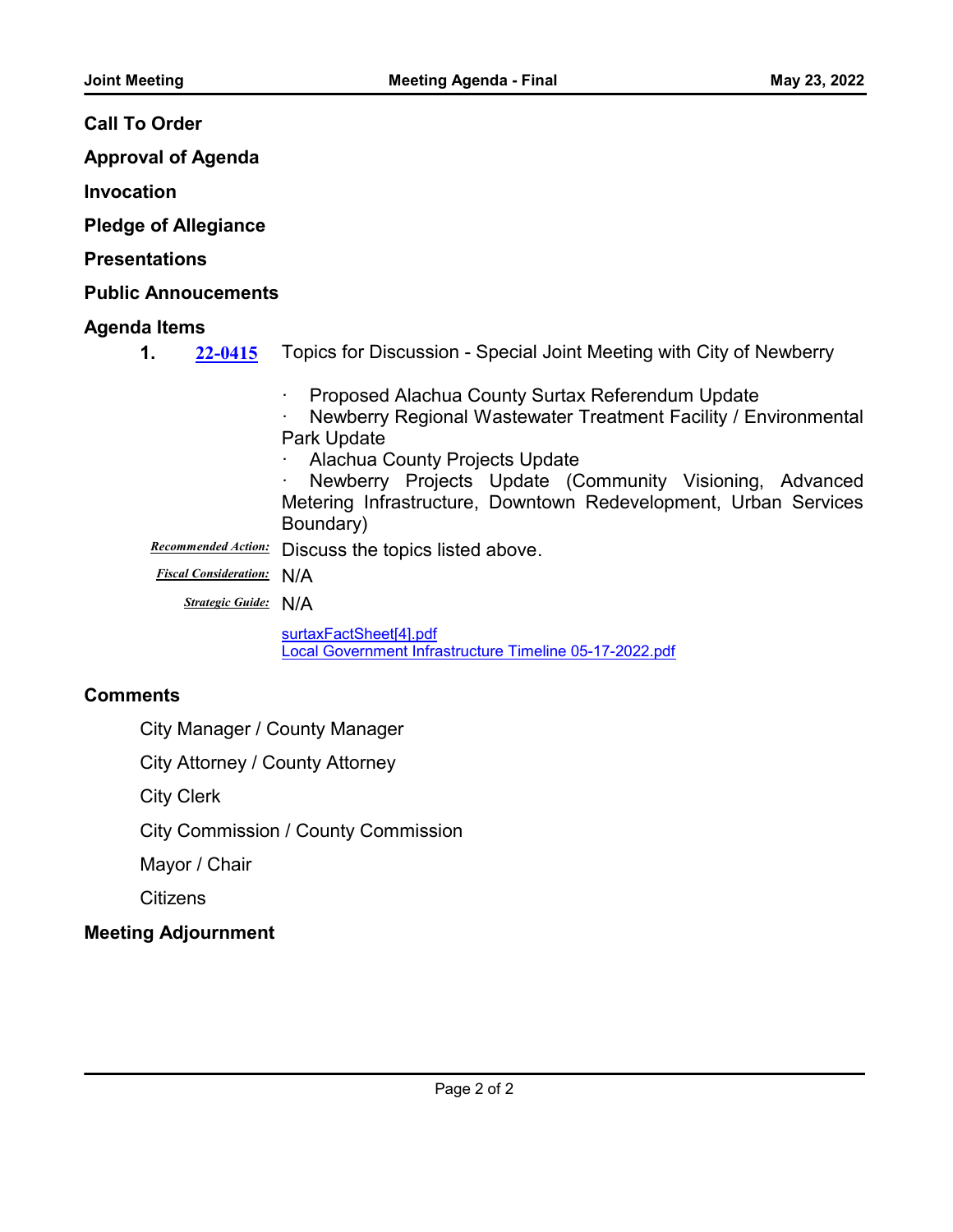## Call To Order

## Approval of Agenda

## Invocation

## Pledge of Allegiance

## Presentations

## Public Annoucements

## Agenda Items

**1.** **22-0415** Topics for Discussion - Special Joint Meeting with City of Newberry

- Proposed Alachua County Surtax Referendum Update
- Newberry Regional Wastewater Treatment Facility / Environmental Park Update
- Alachua County Projects Update
- Newberry Projects Update (Community Visioning, Advanced Metering Infrastructure, Downtown Redevelopment, Urban Services Boundary)

***Recommended Action:*** Discuss the topics listed above.

***Fiscal Consideration:*** N/A

***Strategic Guide:*** N/A

surtaxFactSheet[4].pdf
Local Government Infrastructure Timeline 05-17-2022.pdf

## Comments

City Manager / County Manager

City Attorney / County Attorney

City Clerk

City Commission / County Commission

Mayor / Chair

Citizens

## Meeting Adjournment